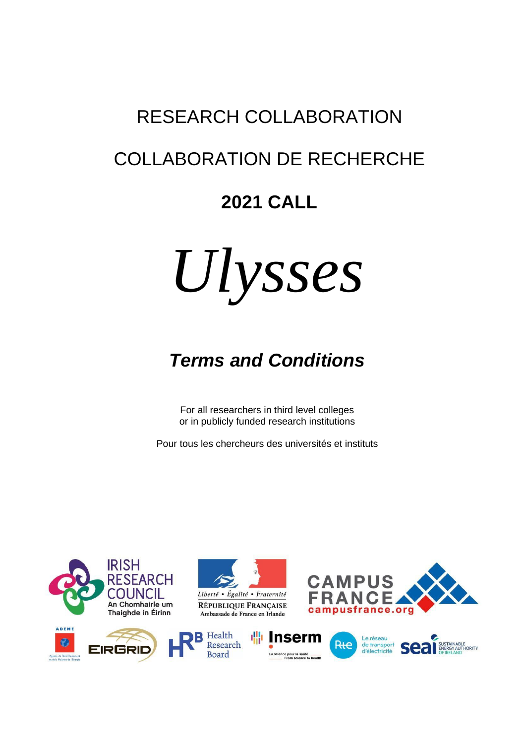# RESEARCH COLLABORATION

# COLLABORATION DE RECHERCHE

## 2021 CALL

# *Ulysses*

## ***Terms and Conditions***

For all researchers in third level colleges
or in publicly funded research institutions

Pour tous les chercheurs des universités et instituts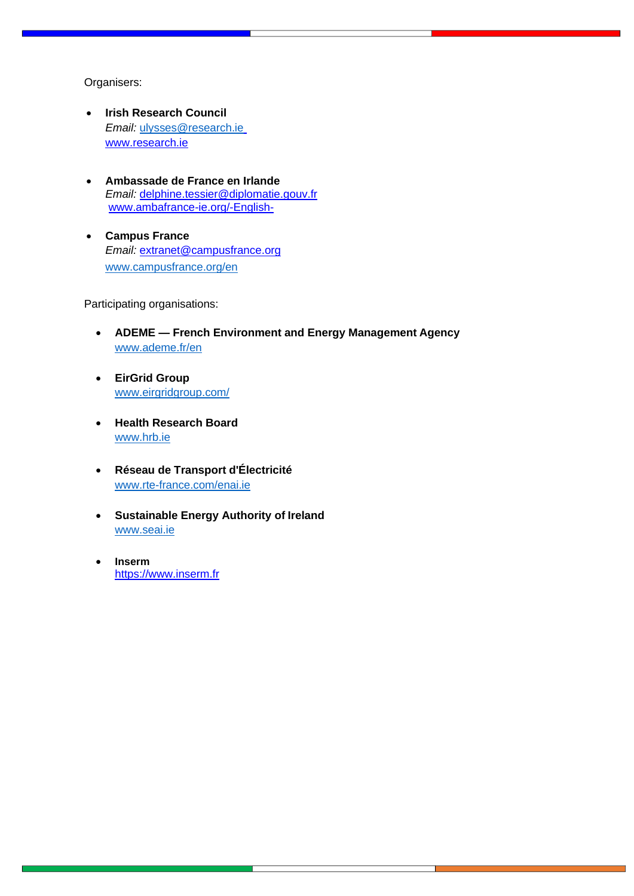Organisers:

- **Irish Research Council**
  *Email:* ulysses@research.ie
  www.research.ie

- **Ambassade de France en Irlande**
  *Email:* delphine.tessier@diplomatie.gouv.fr
  www.ambafrance-ie.org/-English-

- **Campus France**
  *Email:* extranet@campusfrance.org
  www.campusfrance.org/en

Participating organisations:

- **ADEME — French Environment and Energy Management Agency**
  www.ademe.fr/en

- **EirGrid Group**
  www.eirgridgroup.com/

- **Health Research Board**
  www.hrb.ie

- **Réseau de Transport d'Électricité**
  www.rte-france.com/enai.ie

- **Sustainable Energy Authority of Ireland**
  www.seai.ie

- **Inserm**
  https://www.inserm.fr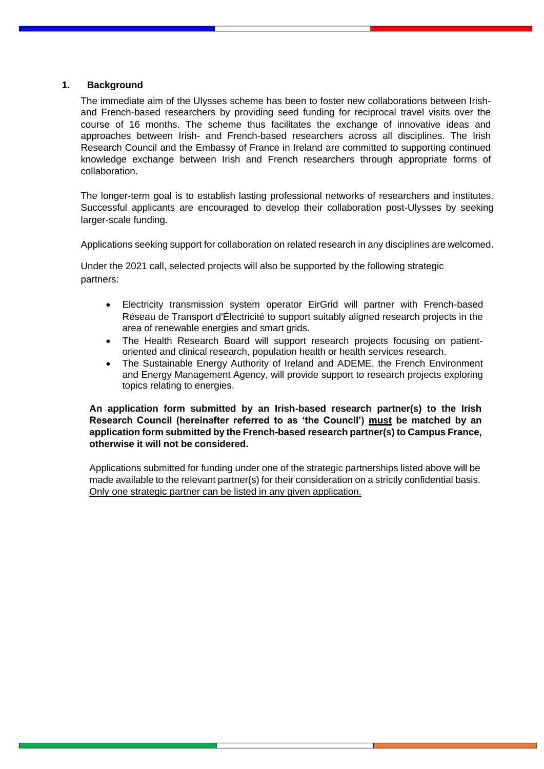## 1. Background

The immediate aim of the Ulysses scheme has been to foster new collaborations between Irish- and French-based researchers by providing seed funding for reciprocal travel visits over the course of 16 months. The scheme thus facilitates the exchange of innovative ideas and approaches between Irish- and French-based researchers across all disciplines. The Irish Research Council and the Embassy of France in Ireland are committed to supporting continued knowledge exchange between Irish and French researchers through appropriate forms of collaboration.

The longer-term goal is to establish lasting professional networks of researchers and institutes. Successful applicants are encouraged to develop their collaboration post-Ulysses by seeking larger-scale funding.

Applications seeking support for collaboration on related research in any disciplines are welcomed.

Under the 2021 call, selected projects will also be supported by the following strategic partners:

- Electricity transmission system operator EirGrid will partner with French-based Réseau de Transport d'Électricité to support suitably aligned research projects in the area of renewable energies and smart grids.
- The Health Research Board will support research projects focusing on patient-oriented and clinical research, population health or health services research.
- The Sustainable Energy Authority of Ireland and ADEME, the French Environment and Energy Management Agency, will provide support to research projects exploring topics relating to energies.

**An application form submitted by an Irish-based research partner(s) to the Irish Research Council (hereinafter referred to as 'the Council') <u>must</u> be matched by an application form submitted by the French-based research partner(s) to Campus France, otherwise it will not be considered.**

Applications submitted for funding under one of the strategic partnerships listed above will be made available to the relevant partner(s) for their consideration on a strictly confidential basis. <u>Only one strategic partner can be listed in any given application.</u>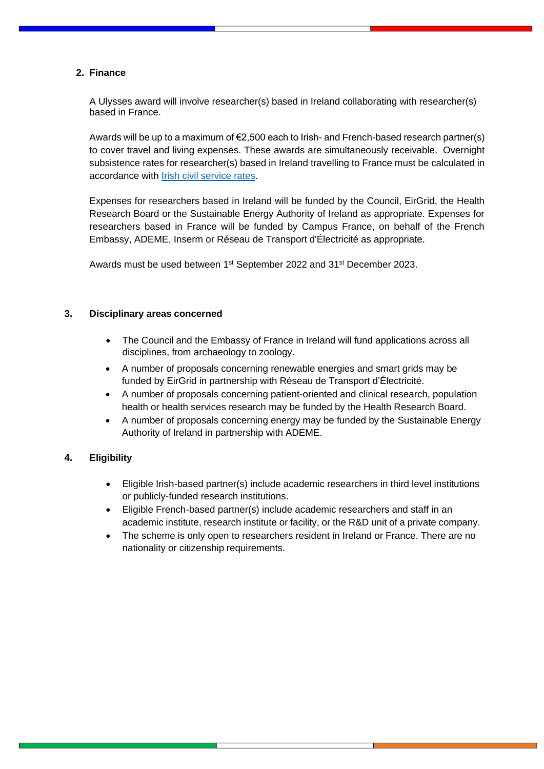## 2. Finance

A Ulysses award will involve researcher(s) based in Ireland collaborating with researcher(s) based in France.

Awards will be up to a maximum of €2,500 each to Irish- and French-based research partner(s) to cover travel and living expenses. These awards are simultaneously receivable. Overnight subsistence rates for researcher(s) based in Ireland travelling to France must be calculated in accordance with [Irish civil service rates](#).

Expenses for researchers based in Ireland will be funded by the Council, EirGrid, the Health Research Board or the Sustainable Energy Authority of Ireland as appropriate. Expenses for researchers based in France will be funded by Campus France, on behalf of the French Embassy, ADEME, Inserm or Réseau de Transport d'Électricité as appropriate.

Awards must be used between 1st September 2022 and 31st December 2023.

## 3. Disciplinary areas concerned

- The Council and the Embassy of France in Ireland will fund applications across all disciplines, from archaeology to zoology.
- A number of proposals concerning renewable energies and smart grids may be funded by EirGrid in partnership with Réseau de Transport d'Électricité.
- A number of proposals concerning patient-oriented and clinical research, population health or health services research may be funded by the Health Research Board.
- A number of proposals concerning energy may be funded by the Sustainable Energy Authority of Ireland in partnership with ADEME.

## 4. Eligibility

- Eligible Irish-based partner(s) include academic researchers in third level institutions or publicly-funded research institutions.
- Eligible French-based partner(s) include academic researchers and staff in an academic institute, research institute or facility, or the R&D unit of a private company.
- The scheme is only open to researchers resident in Ireland or France. There are no nationality or citizenship requirements.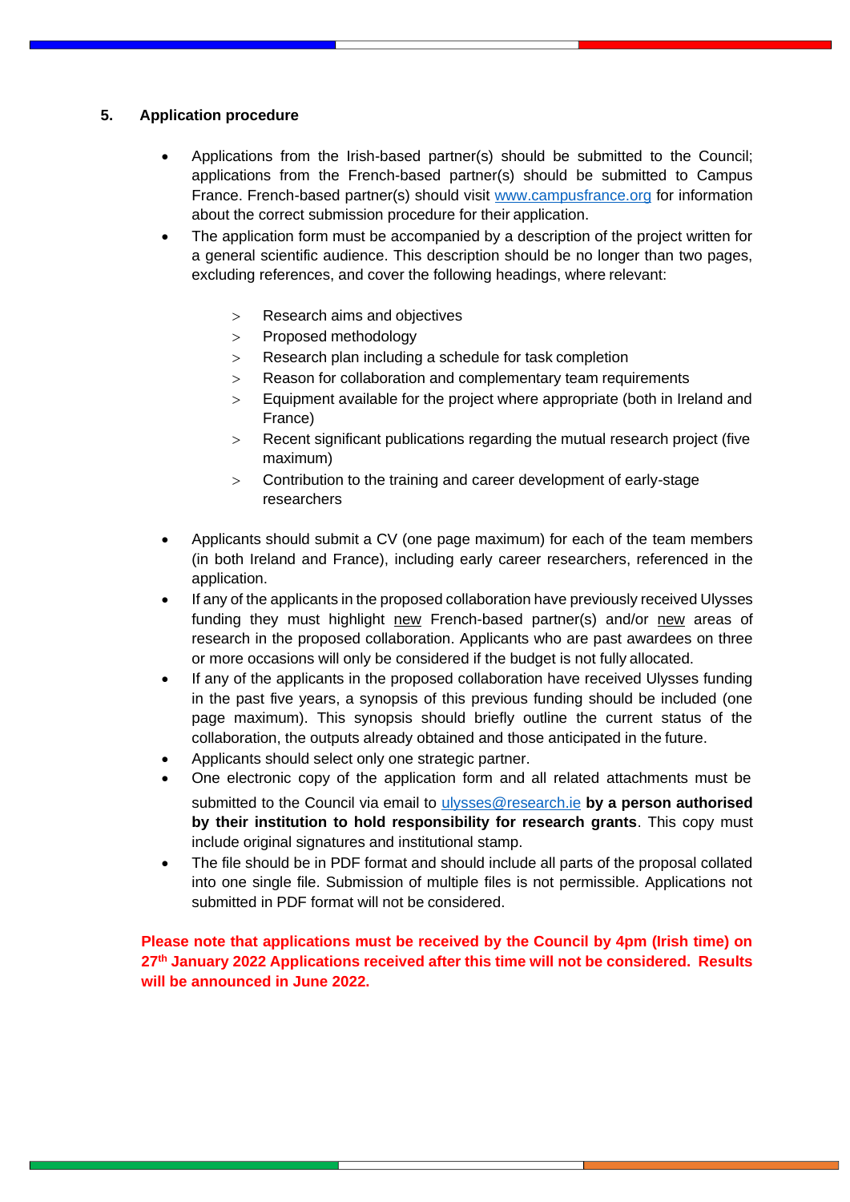## 5. Application procedure

- Applications from the Irish-based partner(s) should be submitted to the Council; applications from the French-based partner(s) should be submitted to Campus France. French-based partner(s) should visit www.campusfrance.org for information about the correct submission procedure for their application.
- The application form must be accompanied by a description of the project written for a general scientific audience. This description should be no longer than two pages, excluding references, and cover the following headings, where relevant:
  - Research aims and objectives
  - Proposed methodology
  - Research plan including a schedule for task completion
  - Reason for collaboration and complementary team requirements
  - Equipment available for the project where appropriate (both in Ireland and France)
  - Recent significant publications regarding the mutual research project (five maximum)
  - Contribution to the training and career development of early-stage researchers
- Applicants should submit a CV (one page maximum) for each of the team members (in both Ireland and France), including early career researchers, referenced in the application.
- If any of the applicants in the proposed collaboration have previously received Ulysses funding they must highlight new French-based partner(s) and/or new areas of research in the proposed collaboration. Applicants who are past awardees on three or more occasions will only be considered if the budget is not fully allocated.
- If any of the applicants in the proposed collaboration have received Ulysses funding in the past five years, a synopsis of this previous funding should be included (one page maximum). This synopsis should briefly outline the current status of the collaboration, the outputs already obtained and those anticipated in the future.
- Applicants should select only one strategic partner.
- One electronic copy of the application form and all related attachments must be submitted to the Council via email to ulysses@research.ie **by a person authorised by their institution to hold responsibility for research grants**. This copy must include original signatures and institutional stamp.
- The file should be in PDF format and should include all parts of the proposal collated into one single file. Submission of multiple files is not permissible. Applications not submitted in PDF format will not be considered.

**Please note that applications must be received by the Council by 4pm (Irish time) on 27th January 2022 Applications received after this time will not be considered. Results will be announced in June 2022.**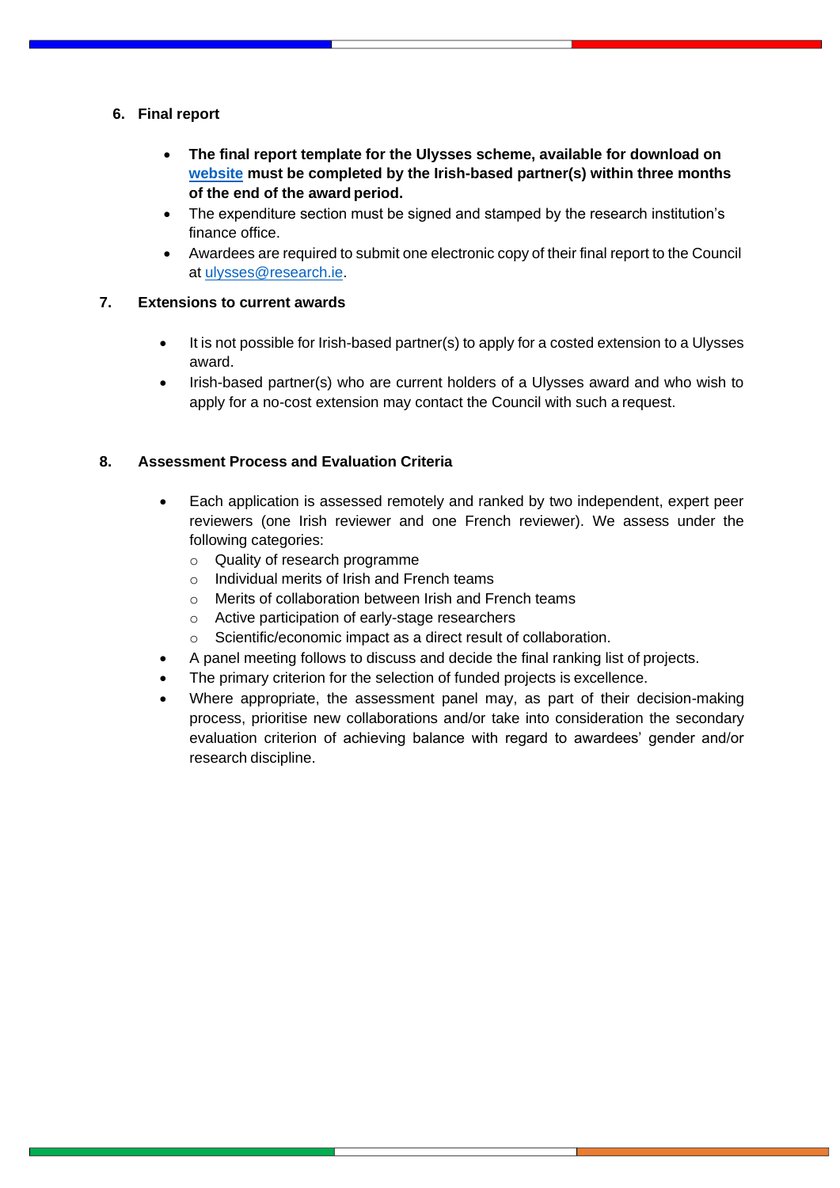## 6. Final report

- **The final report template for the Ulysses scheme, available for download on website must be completed by the Irish-based partner(s) within three months of the end of the award period.**
- The expenditure section must be signed and stamped by the research institution's finance office.
- Awardees are required to submit one electronic copy of their final report to the Council at ulysses@research.ie.

## 7. Extensions to current awards

- It is not possible for Irish-based partner(s) to apply for a costed extension to a Ulysses award.
- Irish-based partner(s) who are current holders of a Ulysses award and who wish to apply for a no-cost extension may contact the Council with such a request.

## 8. Assessment Process and Evaluation Criteria

- Each application is assessed remotely and ranked by two independent, expert peer reviewers (one Irish reviewer and one French reviewer). We assess under the following categories:
  - Quality of research programme
  - Individual merits of Irish and French teams
  - Merits of collaboration between Irish and French teams
  - Active participation of early-stage researchers
  - Scientific/economic impact as a direct result of collaboration.
- A panel meeting follows to discuss and decide the final ranking list of projects.
- The primary criterion for the selection of funded projects is excellence.
- Where appropriate, the assessment panel may, as part of their decision-making process, prioritise new collaborations and/or take into consideration the secondary evaluation criterion of achieving balance with regard to awardees' gender and/or research discipline.